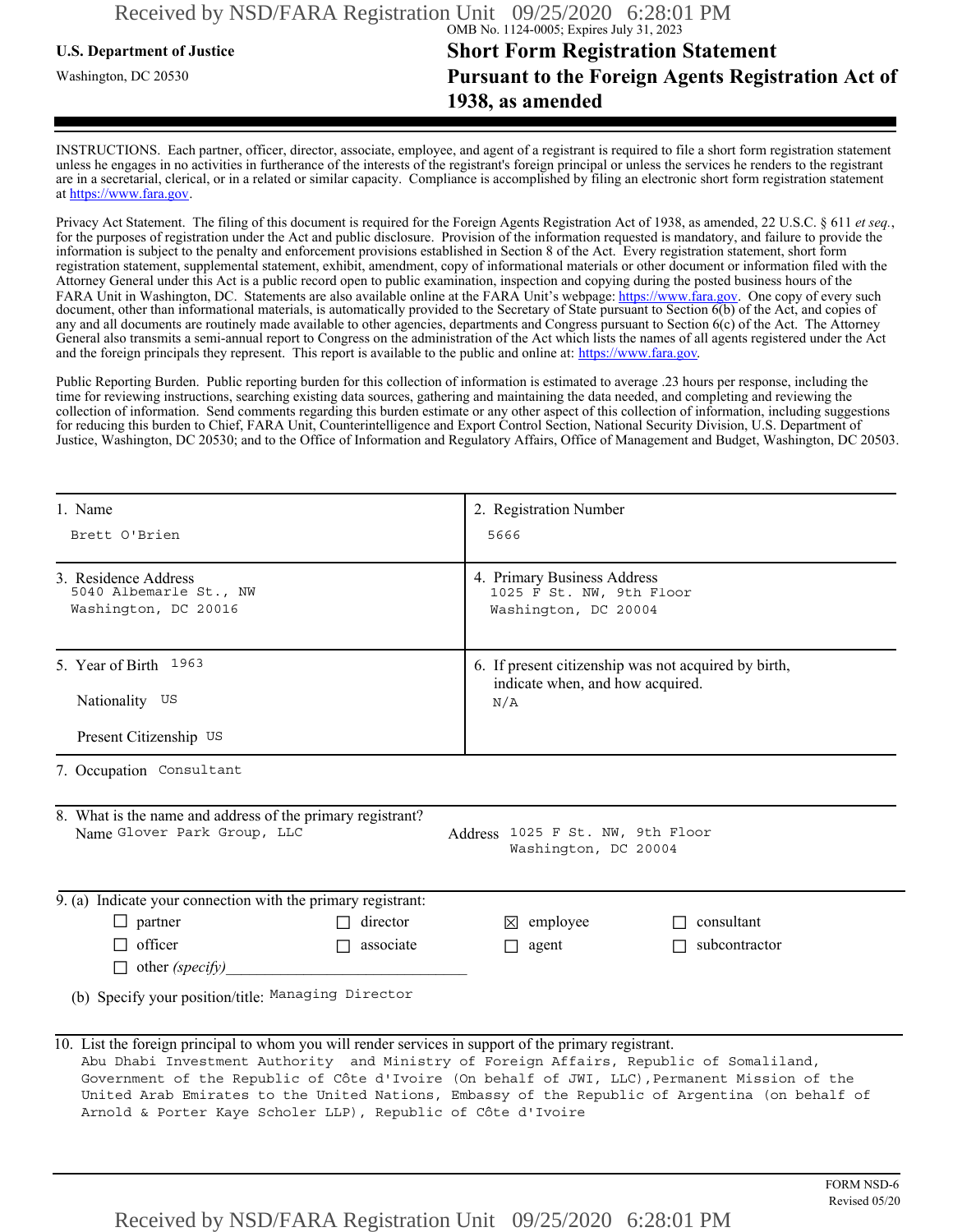OMB No. 1124-0005; Expires July 31, 2023

**U.S. Department of Justice**

Washington, DC 20530

# Short Form Registration Statement Pursuant to the Foreign Agents Registration Act of 1938, as amended

INSTRUCTIONS. Each partner, officer, director, associate, employee, and agent of a registrant is required to file a short form registration statement unless he engages in no activities in furtherance of the interests of the registrant's foreign principal or unless the services he renders to the registrant are in a secretarial, clerical, or in a related or similar capacity. Compliance is accomplished by filing an electronic short form registration statement at https://www.fara.gov.

Privacy Act Statement. The filing of this document is required for the Foreign Agents Registration Act of 1938, as amended, 22 U.S.C. § 611 *et seq.*, for the purposes of registration under the Act and public disclosure. Provision of the information requested is mandatory, and failure to provide the information is subject to the penalty and enforcement provisions established in Section 8 of the Act. Every registration statement, short form registration statement, supplemental statement, exhibit, amendment, copy of informational materials or other document or information filed with the Attorney General under this Act is a public record open to public examination, inspection and copying during the posted business hours of the FARA Unit in Washington, DC. Statements are also available online at the FARA Unit's webpage: https://www.fara.gov. One copy of every such document, other than informational materials, is automatically provided to the Secretary of State pursuant to Section 6(b) of the Act, and copies of any and all documents are routinely made available to other agencies, departments and Congress pursuant to Section 6(c) of the Act. The Attorney General also transmits a semi-annual report to Congress on the administration of the Act which lists the names of all agents registered under the Act and the foreign principals they represent. This report is available to the public and online at: https://www.fara.gov.

Public Reporting Burden. Public reporting burden for this collection of information is estimated to average .23 hours per response, including the time for reviewing instructions, searching existing data sources, gathering and maintaining the data needed, and completing and reviewing the collection of information. Send comments regarding this burden estimate or any other aspect of this collection of information, including suggestions for reducing this burden to Chief, FARA Unit, Counterintelligence and Export Control Section, National Security Division, U.S. Department of Justice, Washington, DC 20530; and to the Office of Information and Regulatory Affairs, Office of Management and Budget, Washington, DC 20503.

| 1. Name | 2. Registration Number |
|---|---|
| Brett O'Brien | 5666 |
| 3. Residence Address<br>5040 Albemarle St., NW<br>Washington, DC 20016 | 4. Primary Business Address<br>1025 F St. NW, 9th Floor<br>Washington, DC 20004 |
| 5. Year of Birth 1963<br>Nationality US<br>Present Citizenship US | 6. If present citizenship was not acquired by birth, indicate when, and how acquired.<br>N/A |

7. Occupation Consultant

8. What is the name and address of the primary registrant?

Name Glover Park Group, LLC

Address 1025 F St. NW, 9th Floor, Washington, DC 20004

9. (a) Indicate your connection with the primary registrant:

- ☐ partner
- ☐ director
- ☒ employee
- ☐ consultant
- ☐ officer
- ☐ associate
- ☐ agent
- ☐ subcontractor
- ☐ other *(specify)*\_\_\_\_\_\_\_\_\_\_\_\_\_\_\_\_\_\_\_\_

(b) Specify your position/title: Managing Director

10. List the foreign principal to whom you will render services in support of the primary registrant.

Abu Dhabi Investment Authority and Ministry of Foreign Affairs, Republic of Somaliland, Government of the Republic of Côte d'Ivoire (On behalf of JWI, LLC),Permanent Mission of the United Arab Emirates to the United Nations, Embassy of the Republic of Argentina (on behalf of Arnold & Porter Kaye Scholer LLP), Republic of Côte d'Ivoire

FORM NSD-6
Revised 05/20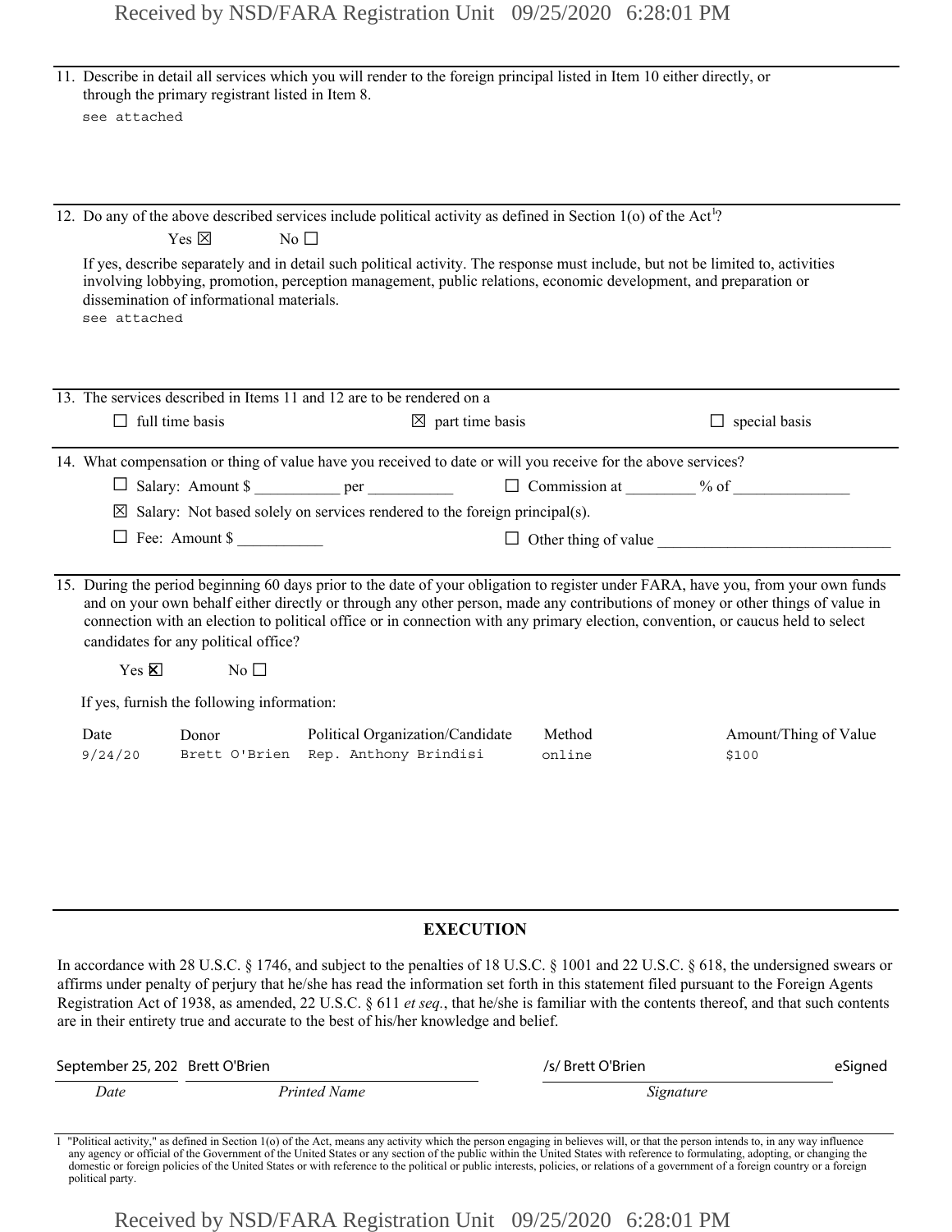11. Describe in detail all services which you will render to the foreign principal listed in Item 10 either directly, or through the primary registrant listed in Item 8.

see attached

12. Do any of the above described services include political activity as defined in Section 1(o) of the Act[1]?

Yes ☒ No ☐

If yes, describe separately and in detail such political activity. The response must include, but not be limited to, activities involving lobbying, promotion, perception management, public relations, economic development, and preparation or dissemination of informational materials.

see attached

13. The services described in Items 11 and 12 are to be rendered on a

☐ full time basis ☒ part time basis ☐ special basis

14. What compensation or thing of value have you received to date or will you receive for the above services?

☐ Salary: Amount $ __________ per __________ ☐ Commission at ________ % of ______________

☒ Salary: Not based solely on services rendered to the foreign principal(s).

☐ Fee: Amount $ __________ ☐ Other thing of value ____________________________

15. During the period beginning 60 days prior to the date of your obligation to register under FARA, have you, from your own funds and on your own behalf either directly or through any other person, made any contributions of money or other things of value in connection with an election to political office or in connection with any primary election, convention, or caucus held to select candidates for any political office?

Yes ☒ No ☐

If yes, furnish the following information:

| Date | Donor | Political Organization/Candidate | Method | Amount/Thing of Value |
|---|---|---|---|---|
| 9/24/20 | Brett O'Brien | Rep. Anthony Brindisi | online | $100 |

## EXECUTION

In accordance with 28 U.S.C. § 1746, and subject to the penalties of 18 U.S.C. § 1001 and 22 U.S.C. § 618, the undersigned swears or affirms under penalty of perjury that he/she has read the information set forth in this statement filed pursuant to the Foreign Agents Registration Act of 1938, as amended, 22 U.S.C. § 611 *et seq.*, that he/she is familiar with the contents thereof, and that such contents are in their entirety true and accurate to the best of his/her knowledge and belief.

| September 25, 202 | Brett O'Brien | /s/ Brett O'Brien | eSigned |
|---|---|---|---|
| *Date* | *Printed Name* | *Signature* | |

[1] "Political activity," as defined in Section 1(o) of the Act, means any activity which the person engaging in believes will, or that the person intends to, in any way influence any agency or official of the Government of the United States or any section of the public within the United States with reference to formulating, adopting, or changing the domestic or foreign policies of the United States or with reference to the political or public interests, policies, or relations of a government of a foreign country or a foreign political party.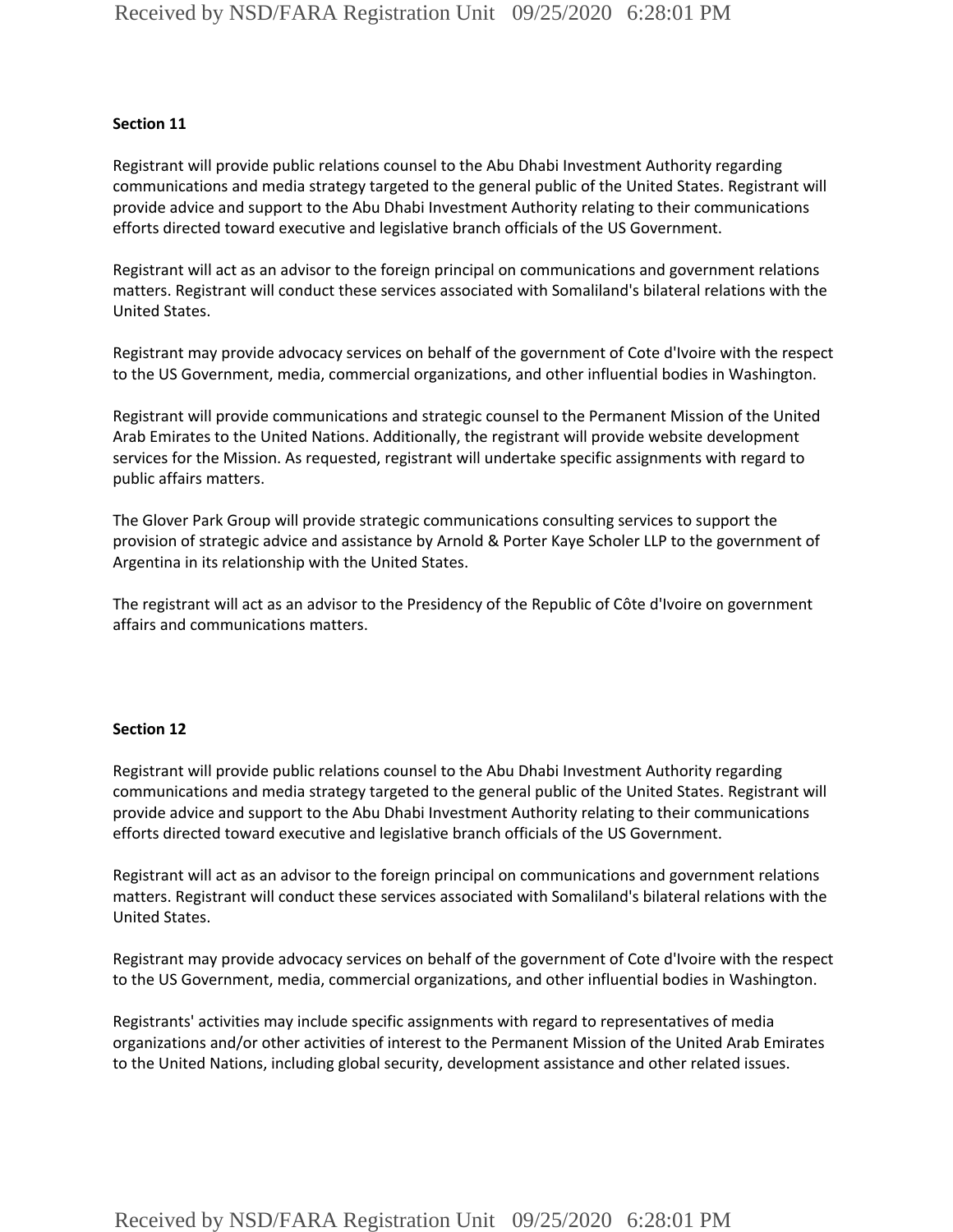**Section 11**

Registrant will provide public relations counsel to the Abu Dhabi Investment Authority regarding communications and media strategy targeted to the general public of the United States. Registrant will provide advice and support to the Abu Dhabi Investment Authority relating to their communications efforts directed toward executive and legislative branch officials of the US Government.

Registrant will act as an advisor to the foreign principal on communications and government relations matters. Registrant will conduct these services associated with Somaliland's bilateral relations with the United States.

Registrant may provide advocacy services on behalf of the government of Cote d'Ivoire with the respect to the US Government, media, commercial organizations, and other influential bodies in Washington.

Registrant will provide communications and strategic counsel to the Permanent Mission of the United Arab Emirates to the United Nations. Additionally, the registrant will provide website development services for the Mission. As requested, registrant will undertake specific assignments with regard to public affairs matters.

The Glover Park Group will provide strategic communications consulting services to support the provision of strategic advice and assistance by Arnold & Porter Kaye Scholer LLP to the government of Argentina in its relationship with the United States.

The registrant will act as an advisor to the Presidency of the Republic of Côte d'Ivoire on government affairs and communications matters.

**Section 12**

Registrant will provide public relations counsel to the Abu Dhabi Investment Authority regarding communications and media strategy targeted to the general public of the United States. Registrant will provide advice and support to the Abu Dhabi Investment Authority relating to their communications efforts directed toward executive and legislative branch officials of the US Government.

Registrant will act as an advisor to the foreign principal on communications and government relations matters. Registrant will conduct these services associated with Somaliland's bilateral relations with the United States.

Registrant may provide advocacy services on behalf of the government of Cote d'Ivoire with the respect to the US Government, media, commercial organizations, and other influential bodies in Washington.

Registrants' activities may include specific assignments with regard to representatives of media organizations and/or other activities of interest to the Permanent Mission of the United Arab Emirates to the United Nations, including global security, development assistance and other related issues.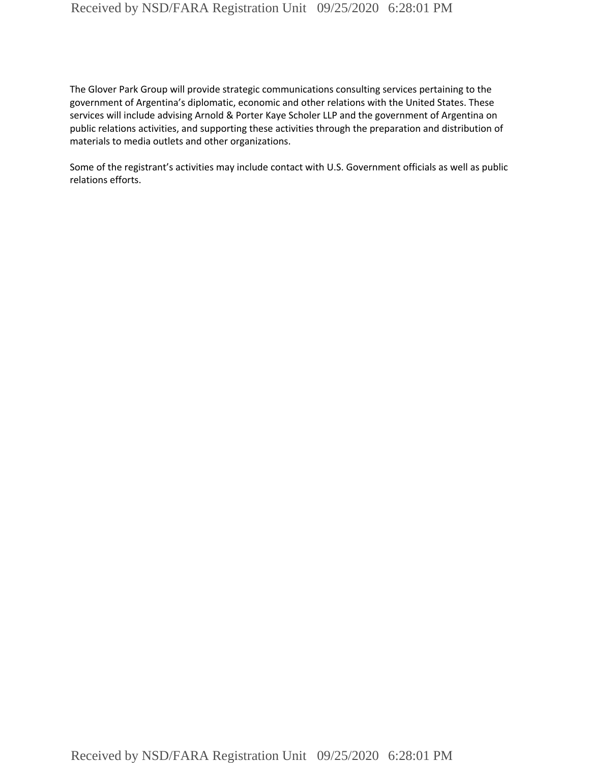The Glover Park Group will provide strategic communications consulting services pertaining to the government of Argentina's diplomatic, economic and other relations with the United States. These services will include advising Arnold & Porter Kaye Scholer LLP and the government of Argentina on public relations activities, and supporting these activities through the preparation and distribution of materials to media outlets and other organizations.

Some of the registrant's activities may include contact with U.S. Government officials as well as public relations efforts.